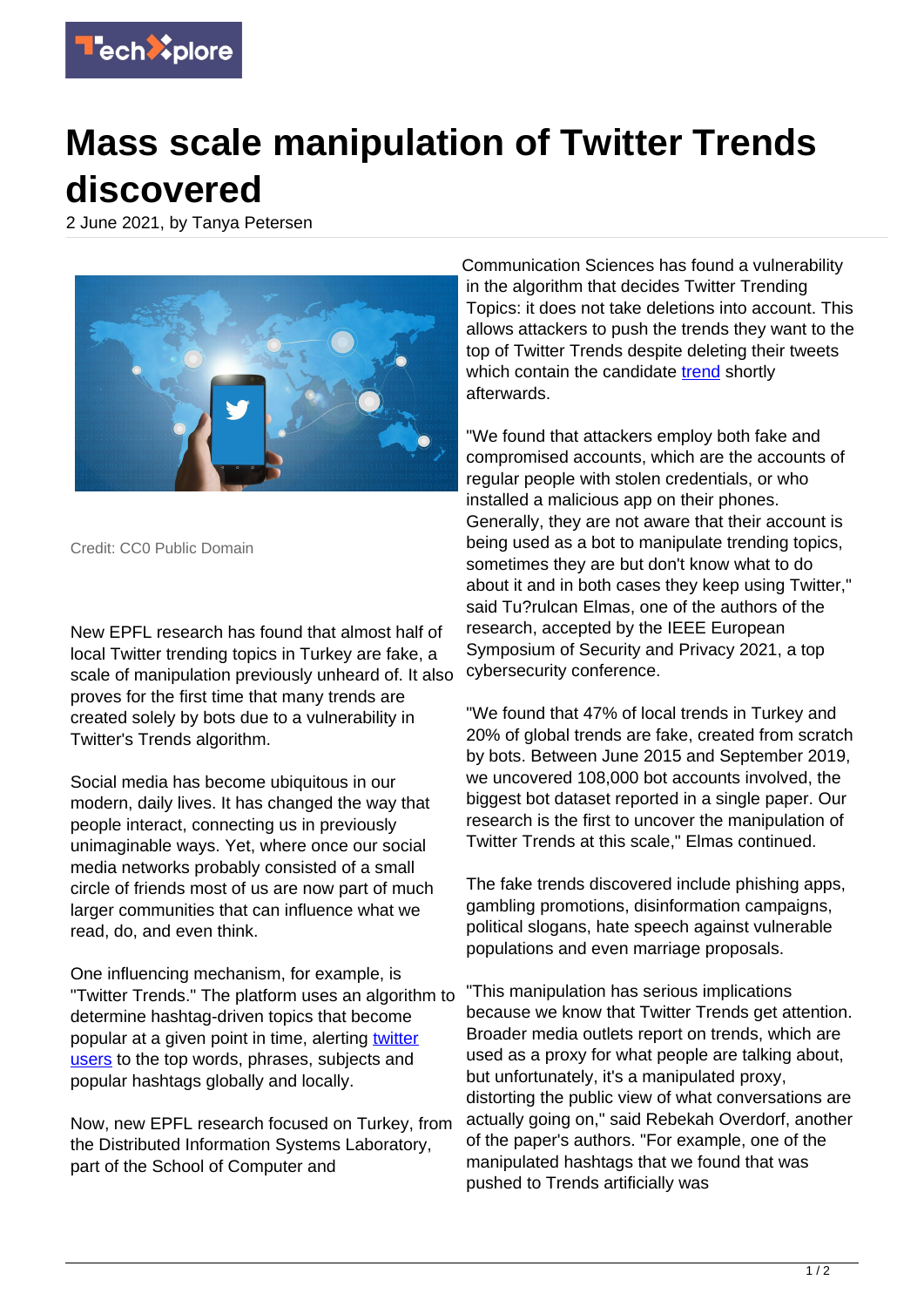# Mass scale manipulation of Twitter Trends discovered

2 June 2021, by Tanya Petersen

Credit: CC0 Public Domain

New EPFL research has found that almost half of local Twitter trending topics in Turkey are fake, a scale of manipulation previously unheard of. It also proves for the first time that many trends are created solely by bots due to a vulnerability in Twitter's Trends algorithm.

Social media has become ubiquitous in our modern, daily lives. It has changed the way that people interact, connecting us in previously unimaginable ways. Yet, where once our social media networks probably consisted of a small circle of friends most of us are now part of much larger communities that can influence what we read, do, and even think.

One influencing mechanism, for example, is "Twitter Trends." The platform uses an algorithm to determine hashtag-driven topics that become popular at a given point in time, alerting twitter users to the top words, phrases, subjects and popular hashtags globally and locally.

Now, new EPFL research focused on Turkey, from the Distributed Information Systems Laboratory, part of the School of Computer and Communication Sciences has found a vulnerability in the algorithm that decides Twitter Trending Topics: it does not take deletions into account. This allows attackers to push the trends they want to the top of Twitter Trends despite deleting their tweets which contain the candidate trend shortly afterwards.

"We found that attackers employ both fake and compromised accounts, which are the accounts of regular people with stolen credentials, or who installed a malicious app on their phones. Generally, they are not aware that their account is being used as a bot to manipulate trending topics, sometimes they are but don't know what to do about it and in both cases they keep using Twitter," said Tu?rulcan Elmas, one of the authors of the research, accepted by the IEEE European Symposium of Security and Privacy 2021, a top cybersecurity conference.

"We found that 47% of local trends in Turkey and 20% of global trends are fake, created from scratch by bots. Between June 2015 and September 2019, we uncovered 108,000 bot accounts involved, the biggest bot dataset reported in a single paper. Our research is the first to uncover the manipulation of Twitter Trends at this scale," Elmas continued.

The fake trends discovered include phishing apps, gambling promotions, disinformation campaigns, political slogans, hate speech against vulnerable populations and even marriage proposals.

"This manipulation has serious implications because we know that Twitter Trends get attention. Broader media outlets report on trends, which are used as a proxy for what people are talking about, but unfortunately, it's a manipulated proxy, distorting the public view of what conversations are actually going on," said Rebekah Overdorf, another of the paper's authors. "For example, one of the manipulated hashtags that we found that was pushed to Trends artificially was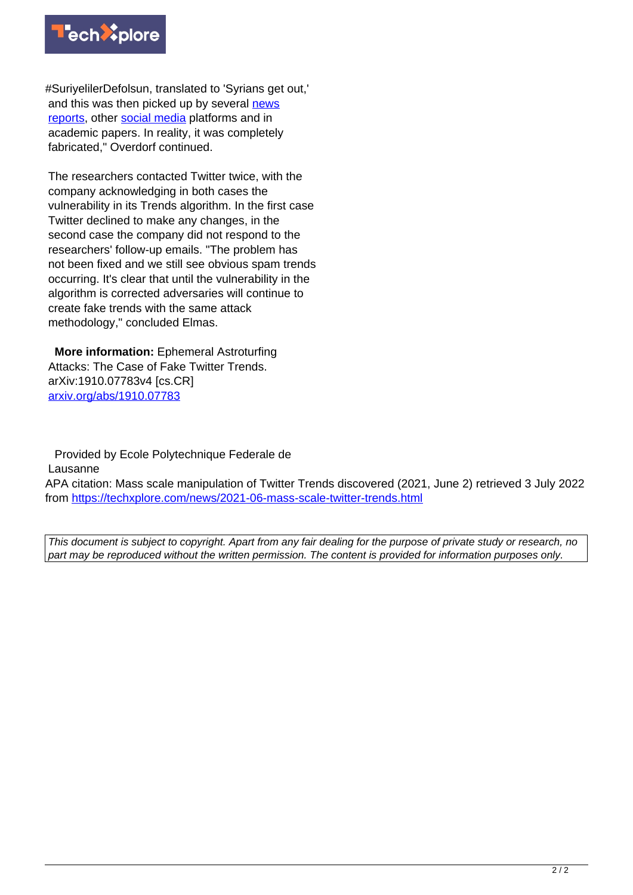#SuriyelilerDefolsun, translated to 'Syrians get out,' and this was then picked up by several news reports, other social media platforms and in academic papers. In reality, it was completely fabricated," Overdorf continued.

The researchers contacted Twitter twice, with the company acknowledging in both cases the vulnerability in its Trends algorithm. In the first case Twitter declined to make any changes, in the second case the company did not respond to the researchers' follow-up emails. "The problem has not been fixed and we still see obvious spam trends occurring. It's clear that until the vulnerability in the algorithm is corrected adversaries will continue to create fake trends with the same attack methodology," concluded Elmas.

**More information:** Ephemeral Astroturfing Attacks: The Case of Fake Twitter Trends. arXiv:1910.07783v4 [cs.CR] arxiv.org/abs/1910.07783

Provided by Ecole Polytechnique Federale de Lausanne

APA citation: Mass scale manipulation of Twitter Trends discovered (2021, June 2) retrieved 3 July 2022 from https://techxplore.com/news/2021-06-mass-scale-twitter-trends.html

*This document is subject to copyright. Apart from any fair dealing for the purpose of private study or research, no part may be reproduced without the written permission. The content is provided for information purposes only.*